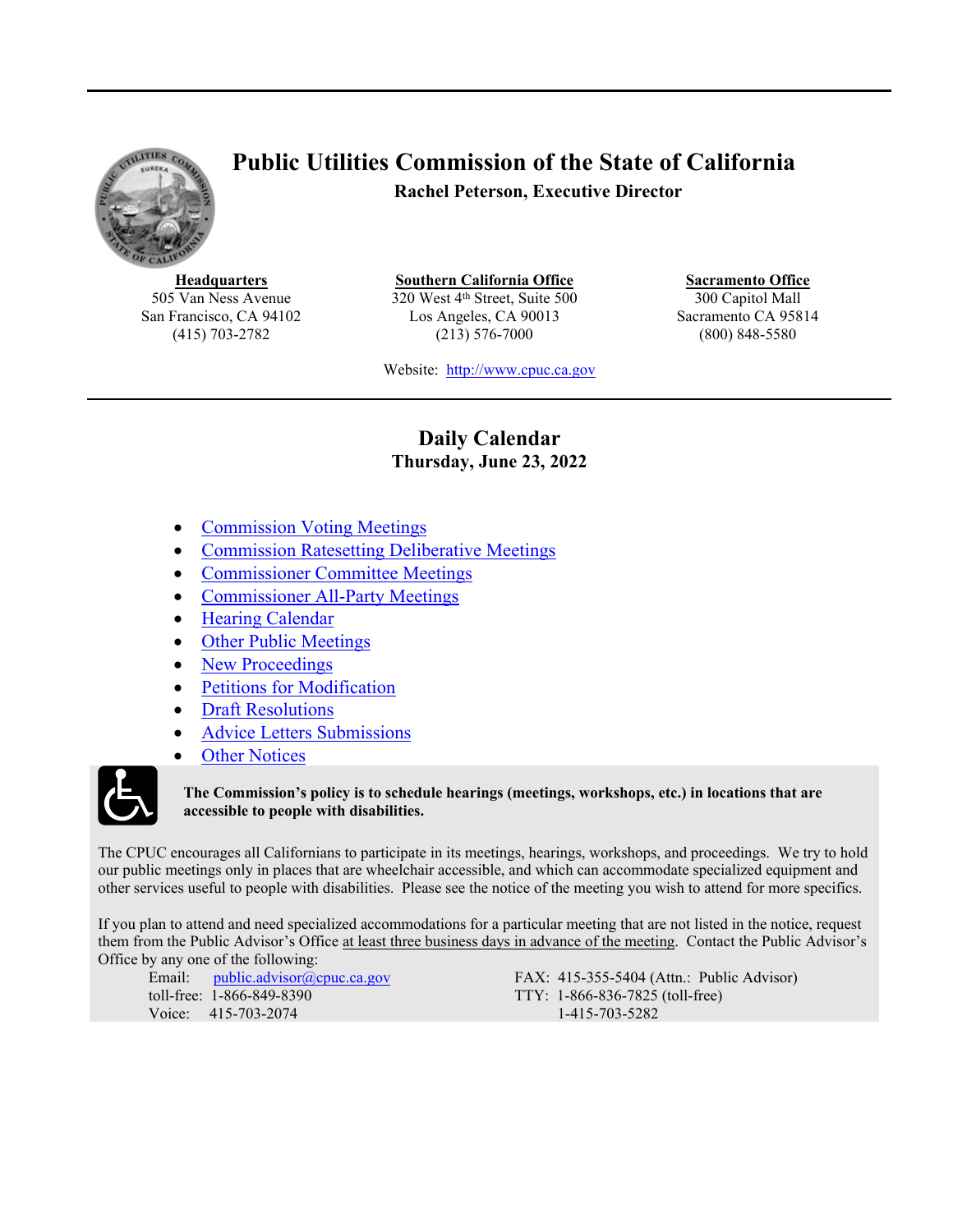# Public Utilities Commission of the State of California

**Rachel Peterson, Executive Director**

| **Headquarters** | **Southern California Office** | **Sacramento Office** |
|---|---|---|
| 505 Van Ness Avenue | 320 West 4th Street, Suite 500 | 300 Capitol Mall |
| San Francisco, CA 94102 | Los Angeles, CA 90013 | Sacramento CA 95814 |
| (415) 703-2782 | (213) 576-7000 | (800) 848-5580 |

Website: http://www.cpuc.ca.gov

## Daily Calendar

**Thursday, June 23, 2022**

- Commission Voting Meetings
- Commission Ratesetting Deliberative Meetings
- Commissioner Committee Meetings
- Commissioner All-Party Meetings
- Hearing Calendar
- Other Public Meetings
- New Proceedings
- Petitions for Modification
- Draft Resolutions
- Advice Letters Submissions
- Other Notices

**The Commission's policy is to schedule hearings (meetings, workshops, etc.) in locations that are accessible to people with disabilities.**

The CPUC encourages all Californians to participate in its meetings, hearings, workshops, and proceedings. We try to hold our public meetings only in places that are wheelchair accessible, and which can accommodate specialized equipment and other services useful to people with disabilities. Please see the notice of the meeting you wish to attend for more specifics.

If you plan to attend and need specialized accommodations for a particular meeting that are not listed in the notice, request them from the Public Advisor's Office at least three business days in advance of the meeting. Contact the Public Advisor's Office by any one of the following:

Email: public.advisor@cpuc.ca.gov
toll-free: 1-866-849-8390
Voice: 415-703-2074
FAX: 415-355-5404 (Attn.: Public Advisor)
TTY: 1-866-836-7825 (toll-free)
1-415-703-5282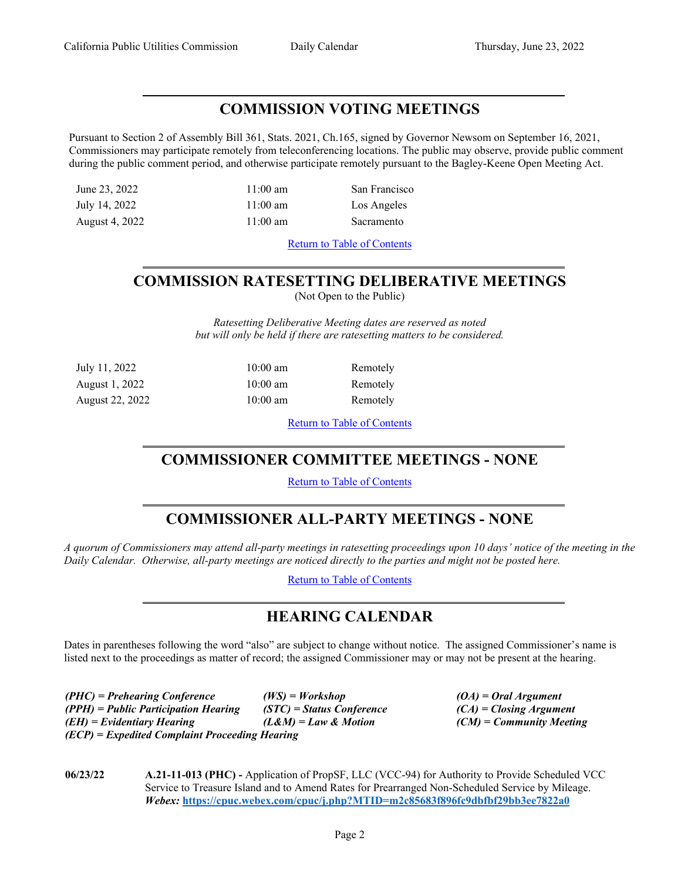## COMMISSION VOTING MEETINGS

Pursuant to Section 2 of Assembly Bill 361, Stats. 2021, Ch.165, signed by Governor Newsom on September 16, 2021, Commissioners may participate remotely from teleconferencing locations. The public may observe, provide public comment during the public comment period, and otherwise participate remotely pursuant to the Bagley-Keene Open Meeting Act.

| | | |
|---|---|---|
| June 23, 2022 | 11:00 am | San Francisco |
| July 14, 2022 | 11:00 am | Los Angeles |
| August 4, 2022 | 11:00 am | Sacramento |

Return to Table of Contents

## COMMISSION RATESETTING DELIBERATIVE MEETINGS

(Not Open to the Public)

*Ratesetting Deliberative Meeting dates are reserved as noted but will only be held if there are ratesetting matters to be considered.*

| | | |
|---|---|---|
| July 11, 2022 | 10:00 am | Remotely |
| August 1, 2022 | 10:00 am | Remotely |
| August 22, 2022 | 10:00 am | Remotely |

Return to Table of Contents

## COMMISSIONER COMMITTEE MEETINGS - NONE

Return to Table of Contents

## COMMISSIONER ALL-PARTY MEETINGS - NONE

*A quorum of Commissioners may attend all-party meetings in ratesetting proceedings upon 10 days' notice of the meeting in the Daily Calendar. Otherwise, all-party meetings are noticed directly to the parties and might not be posted here.*

Return to Table of Contents

## HEARING CALENDAR

Dates in parentheses following the word "also" are subject to change without notice. The assigned Commissioner's name is listed next to the proceedings as matter of record; the assigned Commissioner may or may not be present at the hearing.

***(PHC) = Prehearing Conference*** ***(WS) = Workshop*** ***(OA) = Oral Argument***
***(PPH) = Public Participation Hearing*** ***(STC) = Status Conference*** ***(CA) = Closing Argument***
***(EH) = Evidentiary Hearing*** ***(L&M) = Law & Motion*** ***(CM) = Community Meeting***
***(ECP) = Expedited Complaint Proceeding Hearing***

**06/23/22** **A.21-11-013 (PHC) -** Application of PropSF, LLC (VCC-94) for Authority to Provide Scheduled VCC Service to Treasure Island and to Amend Rates for Prearranged Non-Scheduled Service by Mileage.
***Webex:* https://cpuc.webex.com/cpuc/j.php?MTID=m2c85683f896fc9dbfbf29bb3ee7822a0**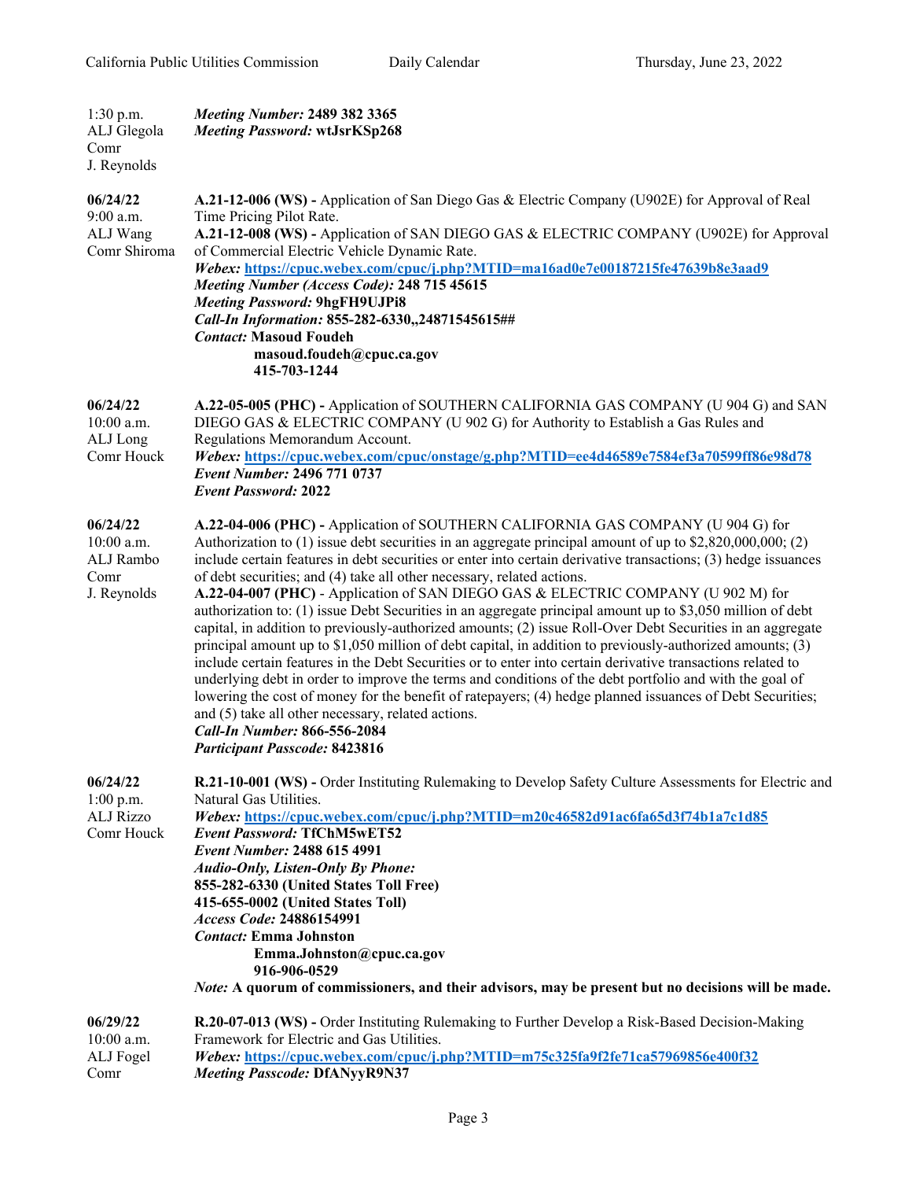1:30 p.m.
ALJ Glegola
Comr
J. Reynolds

***Meeting Number:* 2489 382 3365**
***Meeting Password:* wtJsrKSp268**

---

**06/24/22**
9:00 a.m.
ALJ Wang
Comr Shiroma

**A.21-12-006 (WS) -** Application of San Diego Gas & Electric Company (U902E) for Approval of Real Time Pricing Pilot Rate.
**A.21-12-008 (WS) -** Application of SAN DIEGO GAS & ELECTRIC COMPANY (U902E) for Approval of Commercial Electric Vehicle Dynamic Rate.
***Webex:* https://cpuc.webex.com/cpuc/j.php?MTID=ma16ad0e7e00187215fe47639b8e3aad9**
***Meeting Number (Access Code):* 248 715 45615**
***Meeting Password:* 9hgFH9UJPi8**
***Call-In Information:* 855-282-6330,,24871545615##**
***Contact:* Masoud Foudeh**
**masoud.foudeh@cpuc.ca.gov**
**415-703-1244**

---

**06/24/22**
10:00 a.m.
ALJ Long
Comr Houck

**A.22-05-005 (PHC) -** Application of SOUTHERN CALIFORNIA GAS COMPANY (U 904 G) and SAN DIEGO GAS & ELECTRIC COMPANY (U 902 G) for Authority to Establish a Gas Rules and Regulations Memorandum Account.
***Webex:* https://cpuc.webex.com/cpuc/onstage/g.php?MTID=ee4d46589e7584ef3a70599ff86e98d78**
***Event Number:* 2496 771 0737**
***Event Password:* 2022**

---

**06/24/22**
10:00 a.m.
ALJ Rambo
Comr
J. Reynolds

**A.22-04-006 (PHC) -** Application of SOUTHERN CALIFORNIA GAS COMPANY (U 904 G) for Authorization to (1) issue debt securities in an aggregate principal amount of up to $2,820,000,000; (2) include certain features in debt securities or enter into certain derivative transactions; (3) hedge issuances of debt securities; and (4) take all other necessary, related actions.
**A.22-04-007 (PHC)** - Application of SAN DIEGO GAS & ELECTRIC COMPANY (U 902 M) for authorization to: (1) issue Debt Securities in an aggregate principal amount up to $3,050 million of debt capital, in addition to previously-authorized amounts; (2) issue Roll-Over Debt Securities in an aggregate principal amount up to $1,050 million of debt capital, in addition to previously-authorized amounts; (3) include certain features in the Debt Securities or to enter into certain derivative transactions related to underlying debt in order to improve the terms and conditions of the debt portfolio and with the goal of lowering the cost of money for the benefit of ratepayers; (4) hedge planned issuances of Debt Securities; and (5) take all other necessary, related actions.
***Call-In Number:* 866-556-2084**
***Participant Passcode:* 8423816**

---

**06/24/22**
1:00 p.m.
ALJ Rizzo
Comr Houck

**R.21-10-001 (WS) -** Order Instituting Rulemaking to Develop Safety Culture Assessments for Electric and Natural Gas Utilities.
***Webex:* https://cpuc.webex.com/cpuc/j.php?MTID=m20c46582d91ac6fa65d3f74b1a7c1d85**
***Event Password:* TfChM5wET52**
***Event Number:* 2488 615 4991**
***Audio-Only, Listen-Only By Phone:***
**855-282-6330 (United States Toll Free)**
**415-655-0002 (United States Toll)**
***Access Code:* 24886154991**
***Contact:* Emma Johnston**
**Emma.Johnston@cpuc.ca.gov**
**916-906-0529**
***Note:* A quorum of commissioners, and their advisors, may be present but no decisions will be made.**

---

**06/29/22**
10:00 a.m.
ALJ Fogel
Comr

**R.20-07-013 (WS) -** Order Instituting Rulemaking to Further Develop a Risk-Based Decision-Making Framework for Electric and Gas Utilities.
***Webex:* https://cpuc.webex.com/cpuc/j.php?MTID=m75c325fa9f2fe71ca57969856e400f32**
***Meeting Passcode:* DfANyyR9N37**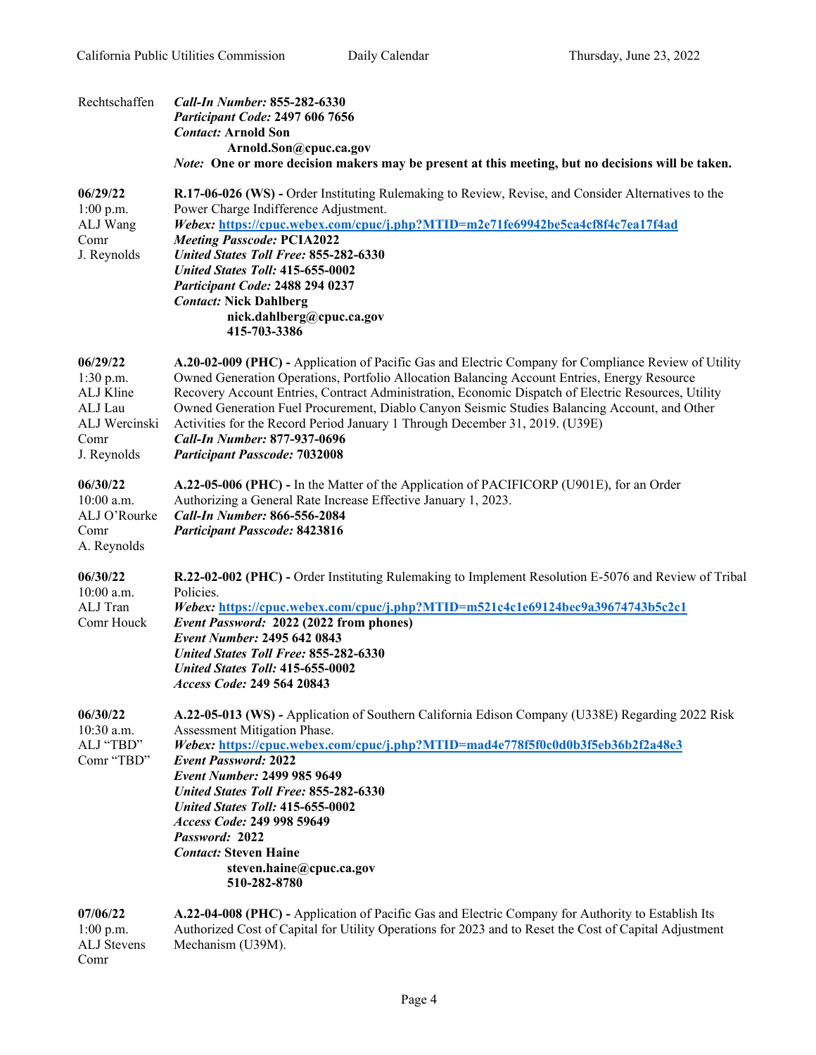| | |
|---|---|
| Rechtschaffen | ***Call-In Number:*** **855-282-6330**<br>***Participant Code:*** **2497 606 7656**<br>***Contact:*** **Arnold Son**<br>**Arnold.Son@cpuc.ca.gov**<br>*Note:* **One or more decision makers may be present at this meeting, but no decisions will be taken.** |
| **06/29/22**<br>1:00 p.m.<br>ALJ Wang<br>Comr<br>J. Reynolds | **R.17-06-026 (WS) -** Order Instituting Rulemaking to Review, Revise, and Consider Alternatives to the Power Charge Indifference Adjustment.<br>***Webex:*** **https://cpuc.webex.com/cpuc/j.php?MTID=m2e71fe69942be5ca4cf8f4c7ea17f4ad**<br>***Meeting Passcode:*** **PCIA2022**<br>***United States Toll Free:*** **855-282-6330**<br>***United States Toll:*** **415-655-0002**<br>***Participant Code:*** **2488 294 0237**<br>***Contact:*** **Nick Dahlberg**<br>**nick.dahlberg@cpuc.ca.gov**<br>**415-703-3386** |
| **06/29/22**<br>1:30 p.m.<br>ALJ Kline<br>ALJ Lau<br>ALJ Wercinski<br>Comr<br>J. Reynolds | **A.20-02-009 (PHC) -** Application of Pacific Gas and Electric Company for Compliance Review of Utility Owned Generation Operations, Portfolio Allocation Balancing Account Entries, Energy Resource Recovery Account Entries, Contract Administration, Economic Dispatch of Electric Resources, Utility Owned Generation Fuel Procurement, Diablo Canyon Seismic Studies Balancing Account, and Other Activities for the Record Period January 1 Through December 31, 2019. (U39E)<br>***Call-In Number:*** **877-937-0696**<br>***Participant Passcode:*** **7032008** |
| **06/30/22**<br>10:00 a.m.<br>ALJ O'Rourke<br>Comr<br>A. Reynolds | **A.22-05-006 (PHC) -** In the Matter of the Application of PACIFICORP (U901E), for an Order Authorizing a General Rate Increase Effective January 1, 2023.<br>***Call-In Number:*** **866-556-2084**<br>***Participant Passcode:*** **8423816** |
| **06/30/22**<br>10:00 a.m.<br>ALJ Tran<br>Comr Houck | **R.22-02-002 (PHC) -** Order Instituting Rulemaking to Implement Resolution E-5076 and Review of Tribal Policies.<br>***Webex:*** **https://cpuc.webex.com/cpuc/j.php?MTID=m521c4c1e69124bec9a39674743b5c2c1**<br>***Event Password:*** **2022 (2022 from phones)**<br>***Event Number:*** **2495 642 0843**<br>***United States Toll Free:*** **855-282-6330**<br>***United States Toll:*** **415-655-0002**<br>***Access Code:*** **249 564 20843** |
| **06/30/22**<br>10:30 a.m.<br>ALJ "TBD"<br>Comr "TBD" | **A.22-05-013 (WS) -** Application of Southern California Edison Company (U338E) Regarding 2022 Risk Assessment Mitigation Phase.<br>***Webex:*** **https://cpuc.webex.com/cpuc/j.php?MTID=mad4e778f5f0c0d0b3f5eb36b2f2a48e3**<br>***Event Password:*** **2022**<br>***Event Number:*** **2499 985 9649**<br>***United States Toll Free:*** **855-282-6330**<br>***United States Toll:*** **415-655-0002**<br>***Access Code:*** **249 998 59649**<br>***Password:*** **2022**<br>***Contact:*** **Steven Haine**<br>**steven.haine@cpuc.ca.gov**<br>**510-282-8780** |
| **07/06/22**<br>1:00 p.m.<br>ALJ Stevens<br>Comr | **A.22-04-008 (PHC) -** Application of Pacific Gas and Electric Company for Authority to Establish Its Authorized Cost of Capital for Utility Operations for 2023 and to Reset the Cost of Capital Adjustment Mechanism (U39M). |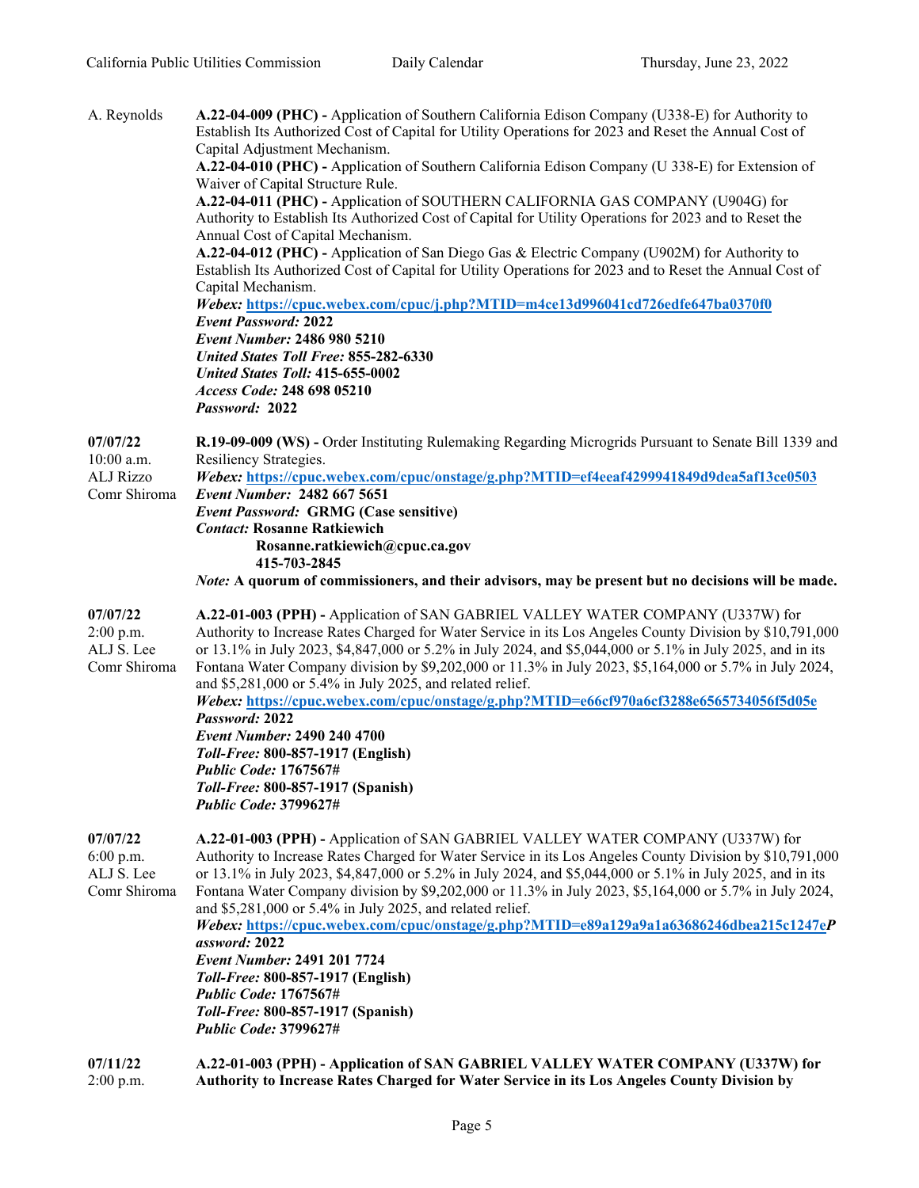A. Reynolds

**A.22-04-009 (PHC) -** Application of Southern California Edison Company (U338-E) for Authority to Establish Its Authorized Cost of Capital for Utility Operations for 2023 and Reset the Annual Cost of Capital Adjustment Mechanism.
**A.22-04-010 (PHC) -** Application of Southern California Edison Company (U 338-E) for Extension of Waiver of Capital Structure Rule.
**A.22-04-011 (PHC) -** Application of SOUTHERN CALIFORNIA GAS COMPANY (U904G) for Authority to Establish Its Authorized Cost of Capital for Utility Operations for 2023 and to Reset the Annual Cost of Capital Mechanism.
**A.22-04-012 (PHC) -** Application of San Diego Gas & Electric Company (U902M) for Authority to Establish Its Authorized Cost of Capital for Utility Operations for 2023 and to Reset the Annual Cost of Capital Mechanism.
***Webex:* https://cpuc.webex.com/cpuc/j.php?MTID=m4ce13d996041cd726edfe647ba0370f0**
***Event Password:* 2022**
***Event Number:* 2486 980 5210**
***United States Toll Free:* 855-282-6330**
***United States Toll:* 415-655-0002**
***Access Code:* 248 698 05210**
***Password:* 2022**

**07/07/22**
10:00 a.m.
ALJ Rizzo
Comr Shiroma

**R.19-09-009 (WS) -** Order Instituting Rulemaking Regarding Microgrids Pursuant to Senate Bill 1339 and Resiliency Strategies.
***Webex:* https://cpuc.webex.com/cpuc/onstage/g.php?MTID=ef4eeaf4299941849d9dea5af13ce0503**
***Event Number:* 2482 667 5651**
***Event Password:* GRMG (Case sensitive)**
***Contact:* Rosanne Ratkiewich**
**Rosanne.ratkiewich@cpuc.ca.gov**
**415-703-2845**
*Note:* **A quorum of commissioners, and their advisors, may be present but no decisions will be made.**

**07/07/22**
2:00 p.m.
ALJ S. Lee
Comr Shiroma

**A.22-01-003 (PPH) -** Application of SAN GABRIEL VALLEY WATER COMPANY (U337W) for Authority to Increase Rates Charged for Water Service in its Los Angeles County Division by $10,791,000 or 13.1% in July 2023, $4,847,000 or 5.2% in July 2024, and $5,044,000 or 5.1% in July 2025, and in its Fontana Water Company division by $9,202,000 or 11.3% in July 2023, $5,164,000 or 5.7% in July 2024, and $5,281,000 or 5.4% in July 2025, and related relief.
***Webex:* https://cpuc.webex.com/cpuc/onstage/g.php?MTID=e66cf970a6cf3288e6565734056f5d05e**
***Password:* 2022**
***Event Number:* 2490 240 4700**
***Toll-Free:* 800-857-1917 (English)**
***Public Code:* 1767567#**
***Toll-Free:* 800-857-1917 (Spanish)**
***Public Code:* 3799627#**

**07/07/22**
6:00 p.m.
ALJ S. Lee
Comr Shiroma

**A.22-01-003 (PPH) -** Application of SAN GABRIEL VALLEY WATER COMPANY (U337W) for Authority to Increase Rates Charged for Water Service in its Los Angeles County Division by $10,791,000 or 13.1% in July 2023, $4,847,000 or 5.2% in July 2024, and $5,044,000 or 5.1% in July 2025, and in its Fontana Water Company division by $9,202,000 or 11.3% in July 2023, $5,164,000 or 5.7% in July 2024, and $5,281,000 or 5.4% in July 2025, and related relief.
***Webex:* https://cpuc.webex.com/cpuc/onstage/g.php?MTID=e89a129a9a1a63686246dbea215c1247e*P***
***assword:* 2022**
***Event Number:* 2491 201 7724**
***Toll-Free:* 800-857-1917 (English)**
***Public Code:* 1767567#**
***Toll-Free:* 800-857-1917 (Spanish)**
***Public Code:* 3799627#**

**07/11/22**
2:00 p.m.

**A.22-01-003 (PPH) - Application of SAN GABRIEL VALLEY WATER COMPANY (U337W) for Authority to Increase Rates Charged for Water Service in its Los Angeles County Division by**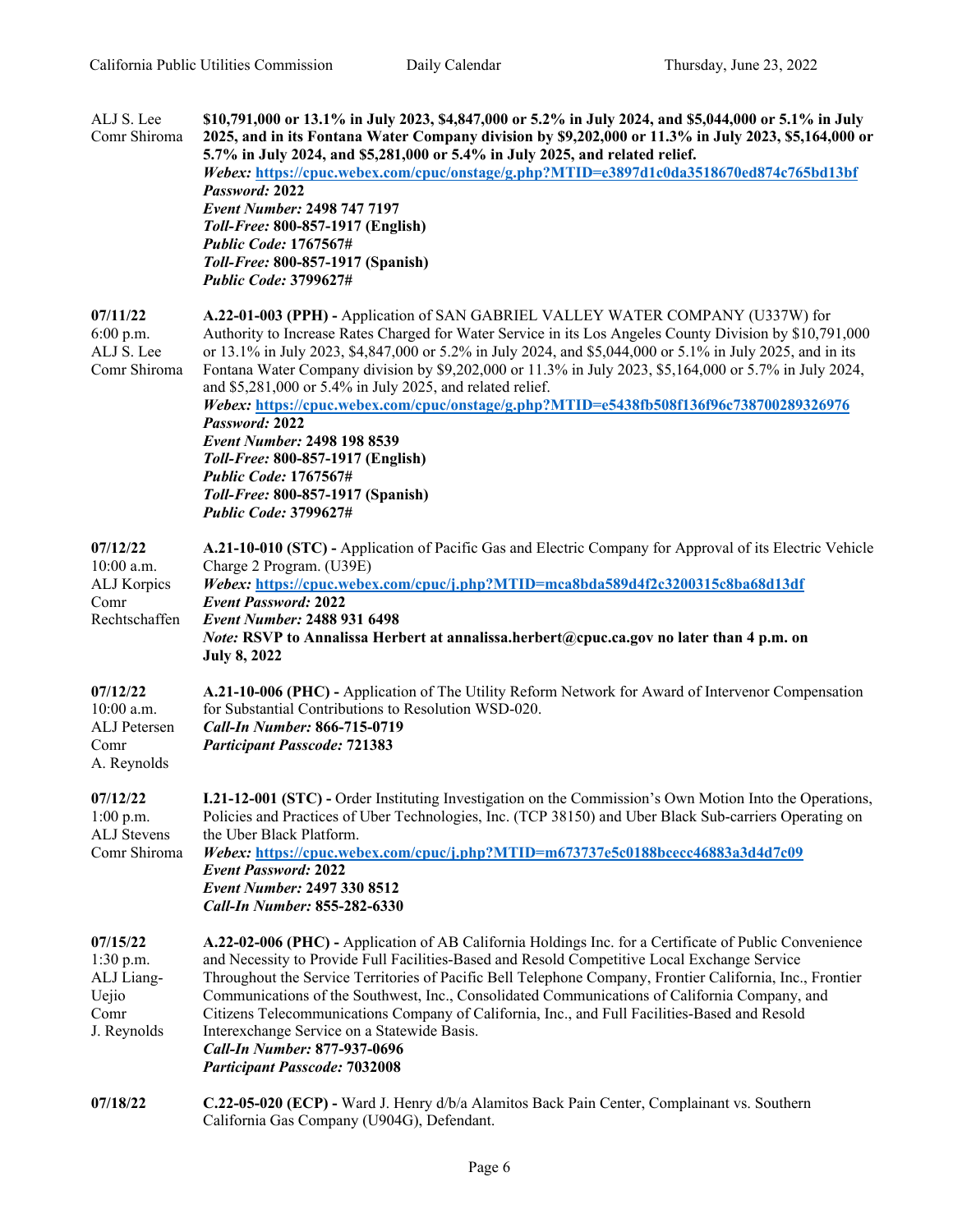ALJ S. Lee
Comr Shiroma

**$10,791,000 or 13.1% in July 2023, $4,847,000 or 5.2% in July 2024, and $5,044,000 or 5.1% in July 2025, and in its Fontana Water Company division by $9,202,000 or 11.3% in July 2023, $5,164,000 or 5.7% in July 2024, and $5,281,000 or 5.4% in July 2025, and related relief.**
***Webex:*** **https://cpuc.webex.com/cpuc/onstage/g.php?MTID=e3897d1c0da3518670ed874c765bd13bf**
***Password:*** **2022**
***Event Number:*** **2498 747 7197**
***Toll-Free:*** **800-857-1917 (English)**
***Public Code:*** **1767567#**
***Toll-Free:*** **800-857-1917 (Spanish)**
***Public Code:*** **3799627#**

**07/11/22**
6:00 p.m.
ALJ S. Lee
Comr Shiroma

**A.22-01-003 (PPH) -** Application of SAN GABRIEL VALLEY WATER COMPANY (U337W) for Authority to Increase Rates Charged for Water Service in its Los Angeles County Division by $10,791,000 or 13.1% in July 2023, $4,847,000 or 5.2% in July 2024, and $5,044,000 or 5.1% in July 2025, and in its Fontana Water Company division by $9,202,000 or 11.3% in July 2023, $5,164,000 or 5.7% in July 2024, and $5,281,000 or 5.4% in July 2025, and related relief.
***Webex:*** **https://cpuc.webex.com/cpuc/onstage/g.php?MTID=e5438fb508f136f96c738700289326976**
***Password:*** **2022**
***Event Number:*** **2498 198 8539**
***Toll-Free:*** **800-857-1917 (English)**
***Public Code:*** **1767567#**
***Toll-Free:*** **800-857-1917 (Spanish)**
***Public Code:*** **3799627#**

**07/12/22**
10:00 a.m.
ALJ Korpics
Comr Rechtschaffen

**A.21-10-010 (STC) -** Application of Pacific Gas and Electric Company for Approval of its Electric Vehicle Charge 2 Program. (U39E)
***Webex:*** **https://cpuc.webex.com/cpuc/j.php?MTID=mca8bda589d4f2c3200315c8ba68d13df**
***Event Password:*** **2022**
***Event Number:*** **2488 931 6498**
***Note:*** **RSVP to Annalissa Herbert at annalissa.herbert@cpuc.ca.gov no later than 4 p.m. on July 8, 2022**

**07/12/22**
10:00 a.m.
ALJ Petersen
Comr A. Reynolds

**A.21-10-006 (PHC) -** Application of The Utility Reform Network for Award of Intervenor Compensation for Substantial Contributions to Resolution WSD-020.
***Call-In Number:*** **866-715-0719**
***Participant Passcode:*** **721383**

**07/12/22**
1:00 p.m.
ALJ Stevens
Comr Shiroma

**I.21-12-001 (STC) -** Order Instituting Investigation on the Commission's Own Motion Into the Operations, Policies and Practices of Uber Technologies, Inc. (TCP 38150) and Uber Black Sub-carriers Operating on the Uber Black Platform.
***Webex:*** **https://cpuc.webex.com/cpuc/j.php?MTID=m673737e5c0188bcecc46883a3d4d7c09**
***Event Password:*** **2022**
***Event Number:*** **2497 330 8512**
***Call-In Number:*** **855-282-6330**

**07/15/22**
1:30 p.m.
ALJ Liang-Uejio
Comr J. Reynolds

**A.22-02-006 (PHC) -** Application of AB California Holdings Inc. for a Certificate of Public Convenience and Necessity to Provide Full Facilities-Based and Resold Competitive Local Exchange Service Throughout the Service Territories of Pacific Bell Telephone Company, Frontier California, Inc., Frontier Communications of the Southwest, Inc., Consolidated Communications of California Company, and Citizens Telecommunications Company of California, Inc., and Full Facilities-Based and Resold Interexchange Service on a Statewide Basis.
***Call-In Number:*** **877-937-0696**
***Participant Passcode:*** **7032008**

**07/18/22**

**C.22-05-020 (ECP) -** Ward J. Henry d/b/a Alamitos Back Pain Center, Complainant vs. Southern California Gas Company (U904G), Defendant.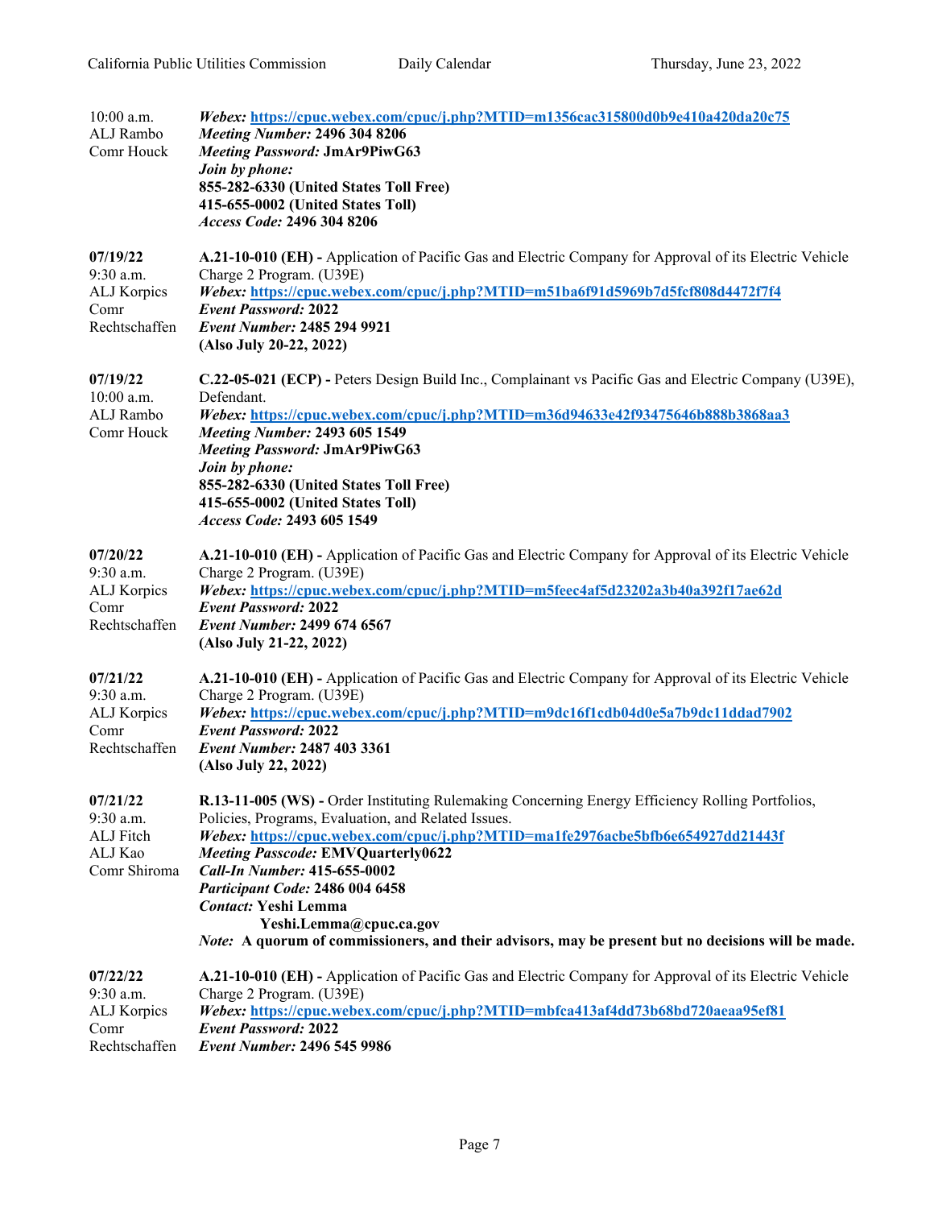| | |
|---|---|
| 10:00 a.m.<br>ALJ Rambo<br>Comr Houck | ***Webex:*** **https://cpuc.webex.com/cpuc/j.php?MTID=m1356cac315800d0b9e410a420da20c75**<br>***Meeting Number:*** **2496 304 8206**<br>***Meeting Password:*** **JmAr9PiwG63**<br>***Join by phone:***<br>**855-282-6330 (United States Toll Free)**<br>**415-655-0002 (United States Toll)**<br>***Access Code:*** **2496 304 8206** |
| **07/19/22**<br>9:30 a.m.<br>ALJ Korpics<br>Comr Rechtschaffen | **A.21-10-010 (EH) -** Application of Pacific Gas and Electric Company for Approval of its Electric Vehicle Charge 2 Program. (U39E)<br>***Webex:*** **https://cpuc.webex.com/cpuc/j.php?MTID=m51ba6f91d5969b7d5fcf808d4472f7f4**<br>***Event Password:*** **2022**<br>***Event Number:*** **2485 294 9921**<br>**(Also July 20-22, 2022)** |
| **07/19/22**<br>10:00 a.m.<br>ALJ Rambo<br>Comr Houck | **C.22-05-021 (ECP) -** Peters Design Build Inc., Complainant vs Pacific Gas and Electric Company (U39E), Defendant.<br>***Webex:*** **https://cpuc.webex.com/cpuc/j.php?MTID=m36d94633e42f93475646b888b3868aa3**<br>***Meeting Number:*** **2493 605 1549**<br>***Meeting Password:*** **JmAr9PiwG63**<br>***Join by phone:***<br>**855-282-6330 (United States Toll Free)**<br>**415-655-0002 (United States Toll)**<br>***Access Code:*** **2493 605 1549** |
| **07/20/22**<br>9:30 a.m.<br>ALJ Korpics<br>Comr Rechtschaffen | **A.21-10-010 (EH) -** Application of Pacific Gas and Electric Company for Approval of its Electric Vehicle Charge 2 Program. (U39E)<br>***Webex:*** **https://cpuc.webex.com/cpuc/j.php?MTID=m5feec4af5d23202a3b40a392f17ae62d**<br>***Event Password:*** **2022**<br>***Event Number:*** **2499 674 6567**<br>**(Also July 21-22, 2022)** |
| **07/21/22**<br>9:30 a.m.<br>ALJ Korpics<br>Comr Rechtschaffen | **A.21-10-010 (EH) -** Application of Pacific Gas and Electric Company for Approval of its Electric Vehicle Charge 2 Program. (U39E)<br>***Webex:*** **https://cpuc.webex.com/cpuc/j.php?MTID=m9dc16f1cdb04d0e5a7b9dc11ddad7902**<br>***Event Password:*** **2022**<br>***Event Number:*** **2487 403 3361**<br>**(Also July 22, 2022)** |
| **07/21/22**<br>9:30 a.m.<br>ALJ Fitch<br>ALJ Kao<br>Comr Shiroma | **R.13-11-005 (WS) -** Order Instituting Rulemaking Concerning Energy Efficiency Rolling Portfolios, Policies, Programs, Evaluation, and Related Issues.<br>***Webex:*** **https://cpuc.webex.com/cpuc/j.php?MTID=ma1fe2976acbe5bfb6e654927dd21443f**<br>***Meeting Passcode:*** **EMVQuarterly0622**<br>***Call-In Number:*** **415-655-0002**<br>***Participant Code:*** **2486 004 6458**<br>***Contact:*** **Yeshi Lemma**<br>**Yeshi.Lemma@cpuc.ca.gov**<br>*Note:* **A quorum of commissioners, and their advisors, may be present but no decisions will be made.** |
| **07/22/22**<br>9:30 a.m.<br>ALJ Korpics<br>Comr Rechtschaffen | **A.21-10-010 (EH) -** Application of Pacific Gas and Electric Company for Approval of its Electric Vehicle Charge 2 Program. (U39E)<br>***Webex:*** **https://cpuc.webex.com/cpuc/j.php?MTID=mbfca413af4dd73b68bd720aeaa95ef81**<br>***Event Password:*** **2022**<br>***Event Number:*** **2496 545 9986** |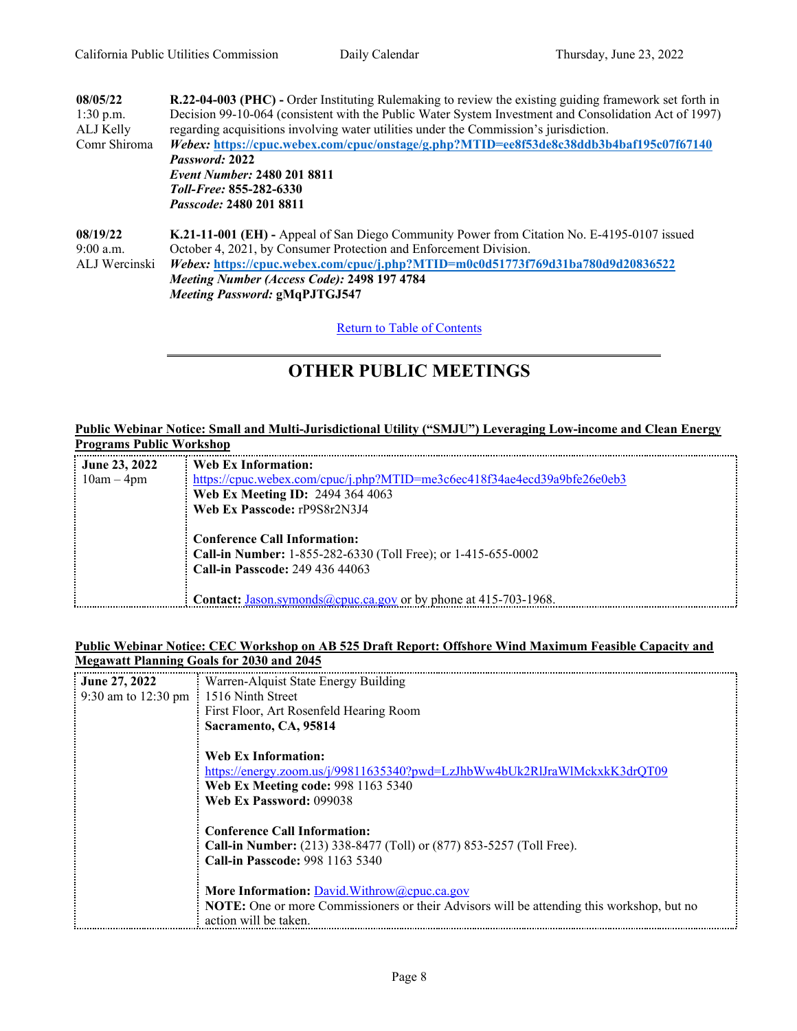| | |
|---|---|
| **08/05/22**<br>1:30 p.m.<br>ALJ Kelly<br>Comr Shiroma | **R.22-04-003 (PHC) -** Order Instituting Rulemaking to review the existing guiding framework set forth in Decision 99-10-064 (consistent with the Public Water System Investment and Consolidation Act of 1997) regarding acquisitions involving water utilities under the Commission's jurisdiction.<br>***Webex:* https://cpuc.webex.com/cpuc/onstage/g.php?MTID=ee8f53de8c38ddb3b4baf195c07f67140**<br>***Password:* 2022**<br>***Event Number:* 2480 201 8811**<br>***Toll-Free:* 855-282-6330**<br>***Passcode:* 2480 201 8811** |
| **08/19/22**<br>9:00 a.m.<br>ALJ Wercinski | **K.21-11-001 (EH) -** Appeal of San Diego Community Power from Citation No. E-4195-0107 issued October 4, 2021, by Consumer Protection and Enforcement Division.<br>***Webex:* https://cpuc.webex.com/cpuc/j.php?MTID=m0c0d51773f769d31ba780d9d20836522**<br>***Meeting Number (Access Code):* 2498 197 4784**<br>***Meeting Password:* gMqPJTGJ547** |

Return to Table of Contents

# OTHER PUBLIC MEETINGS

**Public Webinar Notice: Small and Multi-Jurisdictional Utility ("SMJU") Leveraging Low-income and Clean Energy Programs Public Workshop**

| | |
|---|---|
| **June 23, 2022**<br>10am – 4pm | **Web Ex Information:**<br>https://cpuc.webex.com/cpuc/j.php?MTID=me3c6ec418f34ae4ecd39a9bfe26e0eb3<br>**Web Ex Meeting ID:** 2494 364 4063<br>**Web Ex Passcode:** rP9S8r2N3J4<br><br>**Conference Call Information:**<br>**Call-in Number:** 1-855-282-6330 (Toll Free); or 1-415-655-0002<br>**Call-in Passcode:** 249 436 44063<br><br>**Contact:** Jason.symonds@cpuc.ca.gov or by phone at 415-703-1968. |

**Public Webinar Notice: CEC Workshop on AB 525 Draft Report: Offshore Wind Maximum Feasible Capacity and Megawatt Planning Goals for 2030 and 2045**

| | |
|---|---|
| **June 27, 2022**<br>9:30 am to 12:30 pm | Warren-Alquist State Energy Building<br>1516 Ninth Street<br>First Floor, Art Rosenfeld Hearing Room<br>**Sacramento, CA, 95814**<br><br>**Web Ex Information:**<br>https://energy.zoom.us/j/99811635340?pwd=LzJhbWw4bUk2RlJraWlMckxkK3drQT09<br>**Web Ex Meeting code:** 998 1163 5340<br>**Web Ex Password:** 099038<br><br>**Conference Call Information:**<br>**Call-in Number:** (213) 338-8477 (Toll) or (877) 853-5257 (Toll Free).<br>**Call-in Passcode:** 998 1163 5340<br><br>**More Information:** David.Withrow@cpuc.ca.gov<br>**NOTE:** One or more Commissioners or their Advisors will be attending this workshop, but no action will be taken. |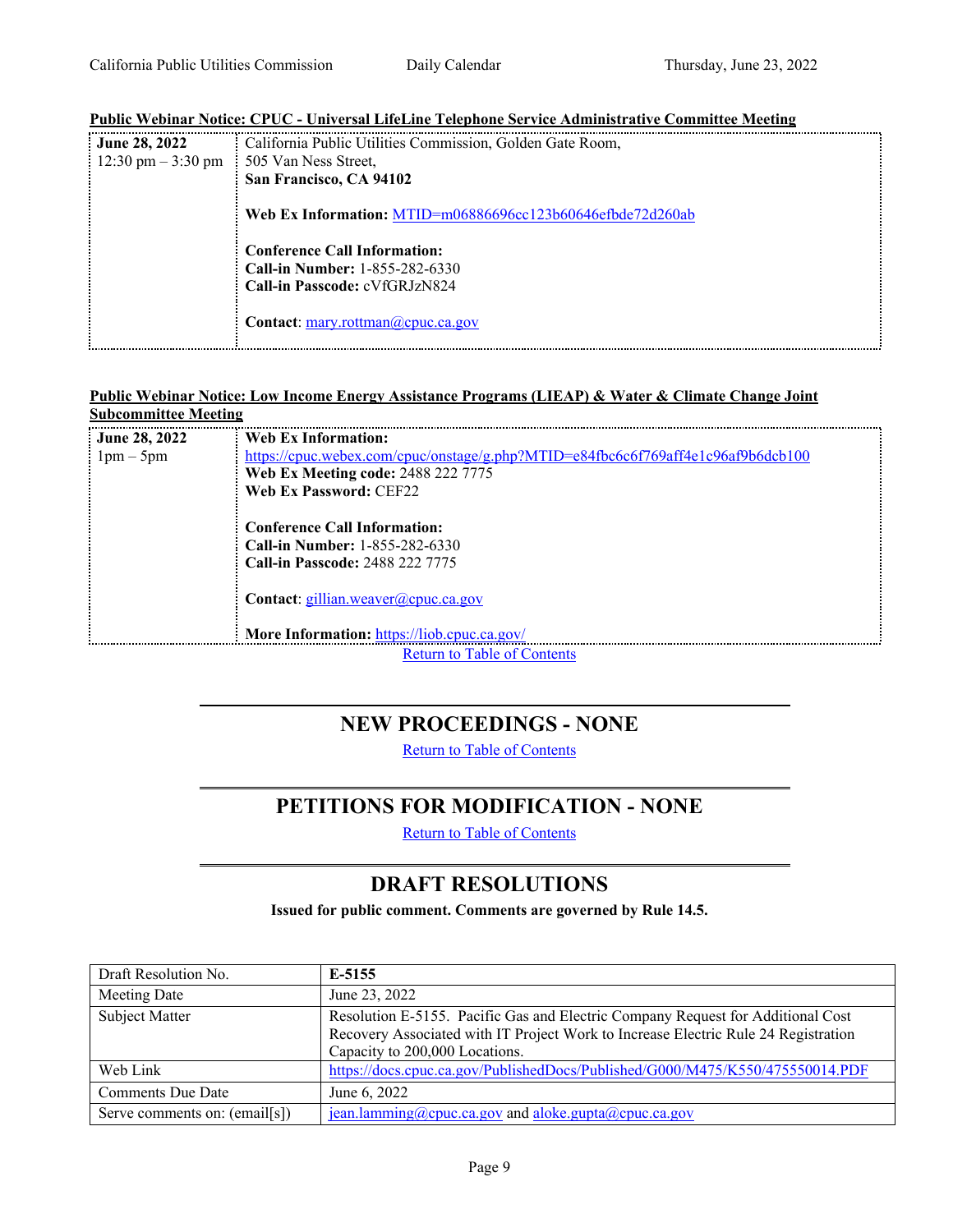**Public Webinar Notice: CPUC - Universal LifeLine Telephone Service Administrative Committee Meeting**

| | |
|---|---|
| **June 28, 2022**<br>12:30 pm – 3:30 pm | California Public Utilities Commission, Golden Gate Room,<br>505 Van Ness Street,<br>**San Francisco, CA 94102**<br><br>**Web Ex Information:** MTID=m06886696cc123b60646efbde72d260ab<br><br>**Conference Call Information:**<br>**Call-in Number:** 1-855-282-6330<br>**Call-in Passcode:** cVfGRJzN824<br><br>**Contact**: mary.rottman@cpuc.ca.gov |

**Public Webinar Notice: Low Income Energy Assistance Programs (LIEAP) & Water & Climate Change Joint Subcommittee Meeting**

| | |
|---|---|
| **June 28, 2022**<br>1pm – 5pm | **Web Ex Information:**<br>https://cpuc.webex.com/cpuc/onstage/g.php?MTID=e84fbc6c6f769aff4e1c96af9b6dcb100<br>**Web Ex Meeting code:** 2488 222 7775<br>**Web Ex Password:** CEF22<br><br>**Conference Call Information:**<br>**Call-in Number:** 1-855-282-6330<br>**Call-in Passcode:** 2488 222 7775<br><br>**Contact**: gillian.weaver@cpuc.ca.gov<br><br>**More Information:** https://liob.cpuc.ca.gov/ |

Return to Table of Contents

## NEW PROCEEDINGS - NONE

Return to Table of Contents

## PETITIONS FOR MODIFICATION - NONE

Return to Table of Contents

## DRAFT RESOLUTIONS

**Issued for public comment. Comments are governed by Rule 14.5.**

| Draft Resolution No. | **E-5155** |
|---|---|
| Meeting Date | June 23, 2022 |
| Subject Matter | Resolution E-5155. Pacific Gas and Electric Company Request for Additional Cost Recovery Associated with IT Project Work to Increase Electric Rule 24 Registration Capacity to 200,000 Locations. |
| Web Link | https://docs.cpuc.ca.gov/PublishedDocs/Published/G000/M475/K550/475550014.PDF |
| Comments Due Date | June 6, 2022 |
| Serve comments on: (email[s]) | jean.lamming@cpuc.ca.gov and aloke.gupta@cpuc.ca.gov |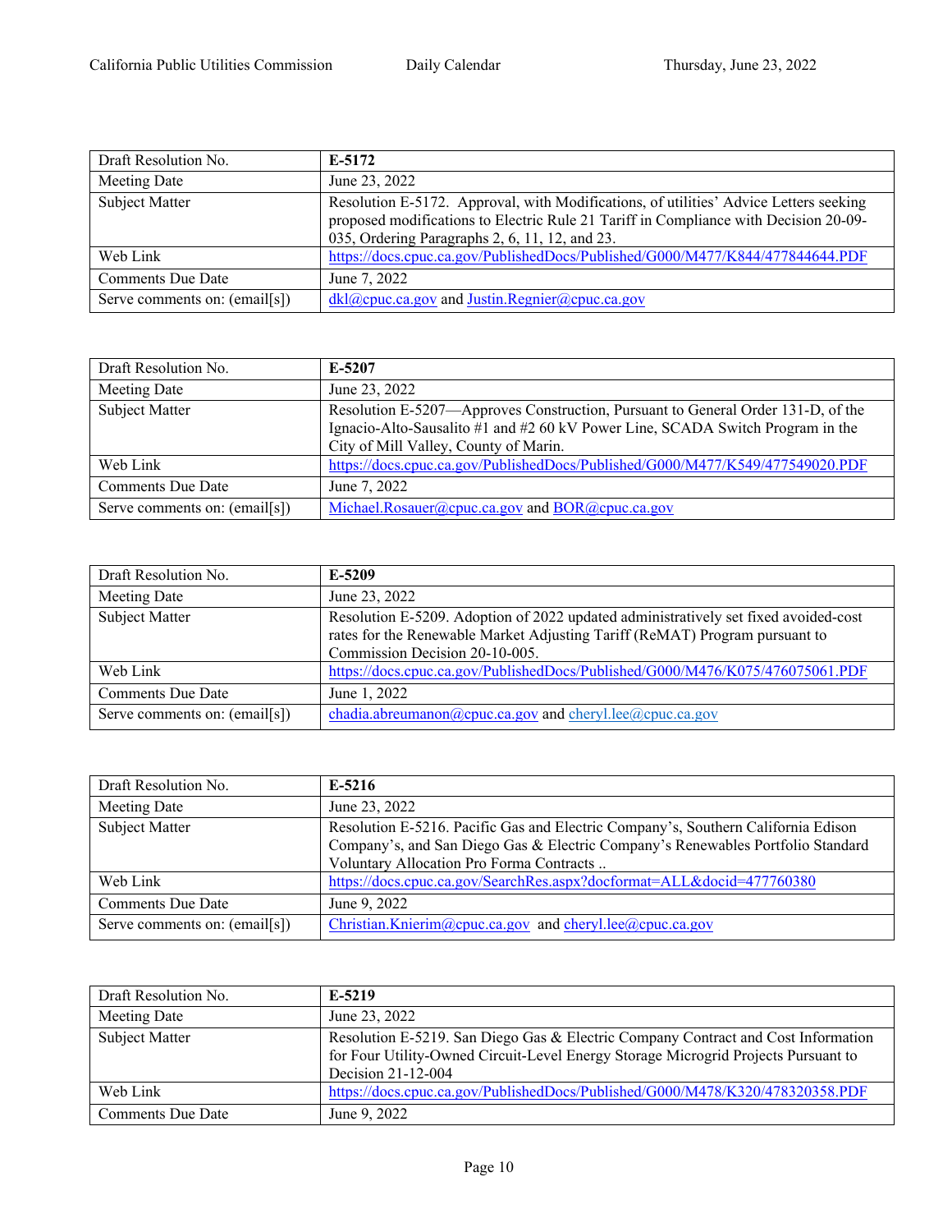| Draft Resolution No. | **E-5172** |
|---|---|
| Meeting Date | June 23, 2022 |
| Subject Matter | Resolution E-5172. Approval, with Modifications, of utilities' Advice Letters seeking proposed modifications to Electric Rule 21 Tariff in Compliance with Decision 20-09-035, Ordering Paragraphs 2, 6, 11, 12, and 23. |
| Web Link | https://docs.cpuc.ca.gov/PublishedDocs/Published/G000/M477/K844/477844644.PDF |
| Comments Due Date | June 7, 2022 |
| Serve comments on: (email[s]) | dkl@cpuc.ca.gov and Justin.Regnier@cpuc.ca.gov |

| Draft Resolution No. | **E-5207** |
|---|---|
| Meeting Date | June 23, 2022 |
| Subject Matter | Resolution E-5207—Approves Construction, Pursuant to General Order 131-D, of the Ignacio-Alto-Sausalito #1 and #2 60 kV Power Line, SCADA Switch Program in the City of Mill Valley, County of Marin. |
| Web Link | https://docs.cpuc.ca.gov/PublishedDocs/Published/G000/M477/K549/477549020.PDF |
| Comments Due Date | June 7, 2022 |
| Serve comments on: (email[s]) | Michael.Rosauer@cpuc.ca.gov and BOR@cpuc.ca.gov |

| Draft Resolution No. | **E-5209** |
|---|---|
| Meeting Date | June 23, 2022 |
| Subject Matter | Resolution E-5209. Adoption of 2022 updated administratively set fixed avoided-cost rates for the Renewable Market Adjusting Tariff (ReMAT) Program pursuant to Commission Decision 20-10-005. |
| Web Link | https://docs.cpuc.ca.gov/PublishedDocs/Published/G000/M476/K075/476075061.PDF |
| Comments Due Date | June 1, 2022 |
| Serve comments on: (email[s]) | chadia.abreumanon@cpuc.ca.gov and cheryl.lee@cpuc.ca.gov |

| Draft Resolution No. | **E-5216** |
|---|---|
| Meeting Date | June 23, 2022 |
| Subject Matter | Resolution E-5216. Pacific Gas and Electric Company's, Southern California Edison Company's, and San Diego Gas & Electric Company's Renewables Portfolio Standard Voluntary Allocation Pro Forma Contracts .. |
| Web Link | https://docs.cpuc.ca.gov/SearchRes.aspx?docformat=ALL&docid=477760380 |
| Comments Due Date | June 9, 2022 |
| Serve comments on: (email[s]) | Christian.Knierim@cpuc.ca.gov and cheryl.lee@cpuc.ca.gov |

| Draft Resolution No. | **E-5219** |
|---|---|
| Meeting Date | June 23, 2022 |
| Subject Matter | Resolution E-5219. San Diego Gas & Electric Company Contract and Cost Information for Four Utility-Owned Circuit-Level Energy Storage Microgrid Projects Pursuant to Decision 21-12-004 |
| Web Link | https://docs.cpuc.ca.gov/PublishedDocs/Published/G000/M478/K320/478320358.PDF |
| Comments Due Date | June 9, 2022 |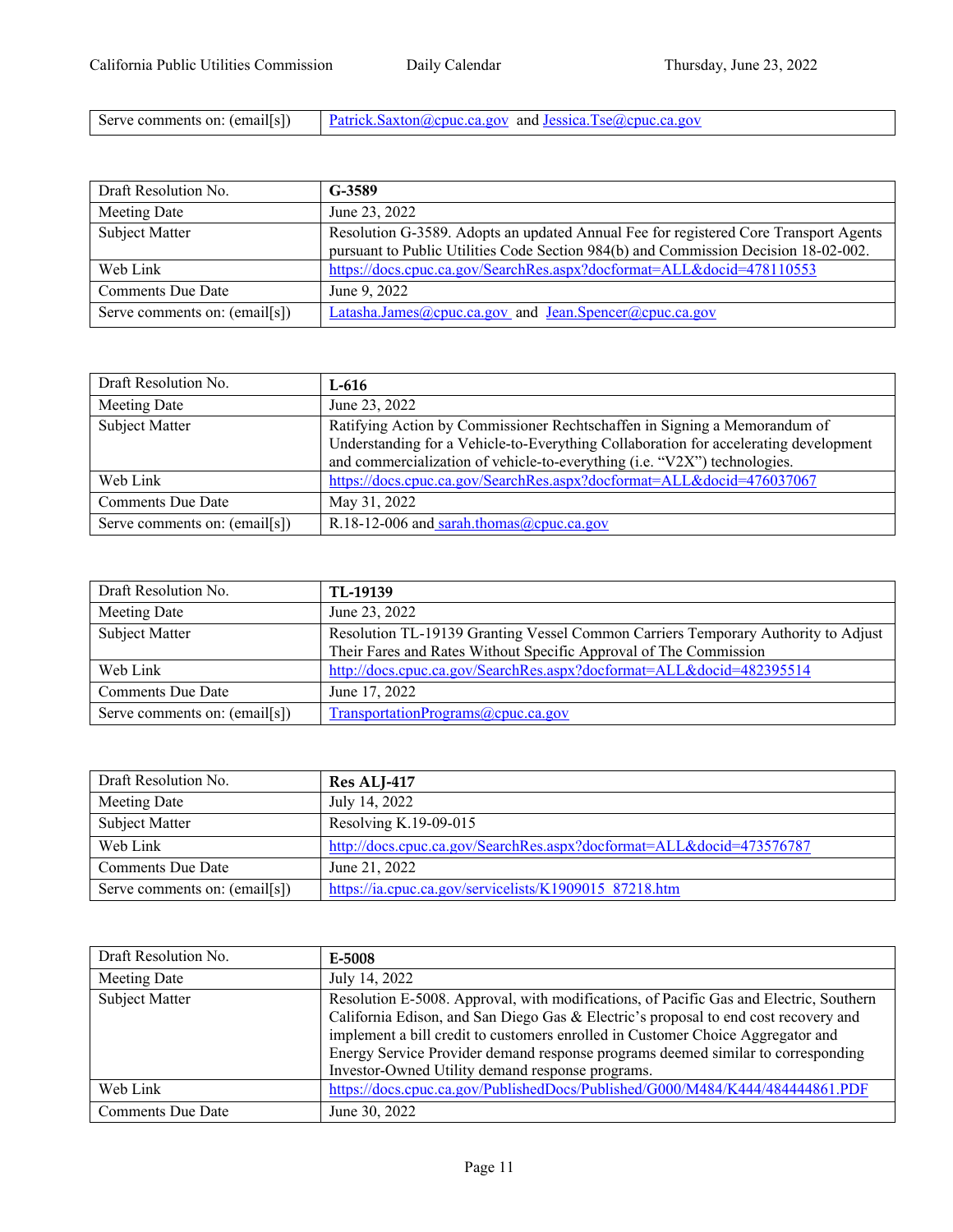| Serve comments on: (email[s]) | Patrick.Saxton@cpuc.ca.gov and Jessica.Tse@cpuc.ca.gov |
|---|---|

| Draft Resolution No. | **G-3589** |
|---|---|
| Meeting Date | June 23, 2022 |
| Subject Matter | Resolution G-3589. Adopts an updated Annual Fee for registered Core Transport Agents pursuant to Public Utilities Code Section 984(b) and Commission Decision 18-02-002. |
| Web Link | https://docs.cpuc.ca.gov/SearchRes.aspx?docformat=ALL&docid=478110553 |
| Comments Due Date | June 9, 2022 |
| Serve comments on: (email[s]) | Latasha.James@cpuc.ca.gov and Jean.Spencer@cpuc.ca.gov |

| Draft Resolution No. | **L-616** |
|---|---|
| Meeting Date | June 23, 2022 |
| Subject Matter | Ratifying Action by Commissioner Rechtschaffen in Signing a Memorandum of Understanding for a Vehicle-to-Everything Collaboration for accelerating development and commercialization of vehicle-to-everything (i.e. "V2X") technologies. |
| Web Link | https://docs.cpuc.ca.gov/SearchRes.aspx?docformat=ALL&docid=476037067 |
| Comments Due Date | May 31, 2022 |
| Serve comments on: (email[s]) | R.18-12-006 and sarah.thomas@cpuc.ca.gov |

| Draft Resolution No. | **TL-19139** |
|---|---|
| Meeting Date | June 23, 2022 |
| Subject Matter | Resolution TL-19139 Granting Vessel Common Carriers Temporary Authority to Adjust Their Fares and Rates Without Specific Approval of The Commission |
| Web Link | http://docs.cpuc.ca.gov/SearchRes.aspx?docformat=ALL&docid=482395514 |
| Comments Due Date | June 17, 2022 |
| Serve comments on: (email[s]) | TransportationPrograms@cpuc.ca.gov |

| Draft Resolution No. | **Res ALJ-417** |
|---|---|
| Meeting Date | July 14, 2022 |
| Subject Matter | Resolving K.19-09-015 |
| Web Link | http://docs.cpuc.ca.gov/SearchRes.aspx?docformat=ALL&docid=473576787 |
| Comments Due Date | June 21, 2022 |
| Serve comments on: (email[s]) | https://ia.cpuc.ca.gov/servicelists/K1909015_87218.htm |

| Draft Resolution No. | **E-5008** |
|---|---|
| Meeting Date | July 14, 2022 |
| Subject Matter | Resolution E-5008. Approval, with modifications, of Pacific Gas and Electric, Southern California Edison, and San Diego Gas & Electric's proposal to end cost recovery and implement a bill credit to customers enrolled in Customer Choice Aggregator and Energy Service Provider demand response programs deemed similar to corresponding Investor-Owned Utility demand response programs. |
| Web Link | https://docs.cpuc.ca.gov/PublishedDocs/Published/G000/M484/K444/484444861.PDF |
| Comments Due Date | June 30, 2022 |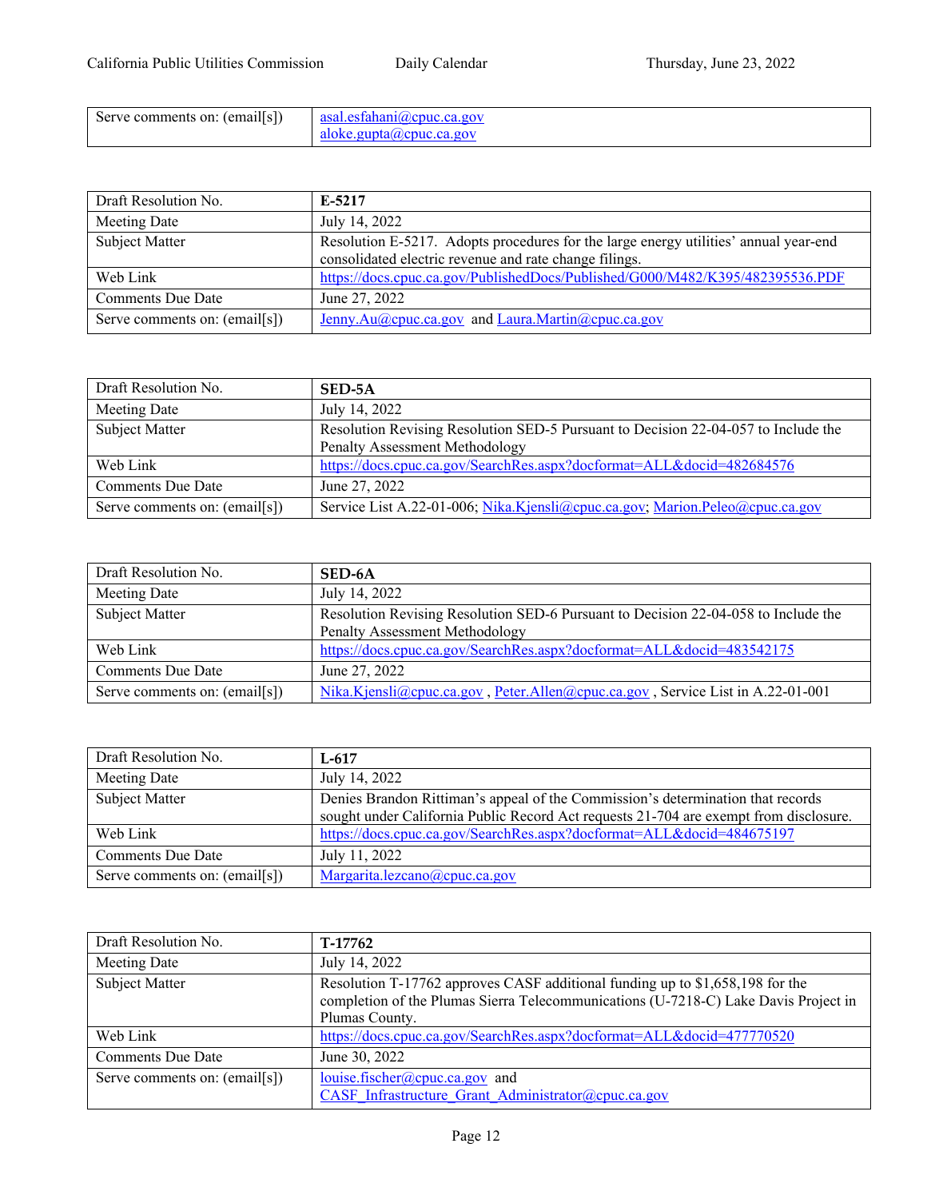| Serve comments on: (email[s]) | asal.esfahani@cpuc.ca.gov aloke.gupta@cpuc.ca.gov |
|---|---|

| Draft Resolution No. | **E-5217** |
|---|---|
| Meeting Date | July 14, 2022 |
| Subject Matter | Resolution E-5217. Adopts procedures for the large energy utilities' annual year-end consolidated electric revenue and rate change filings. |
| Web Link | https://docs.cpuc.ca.gov/PublishedDocs/Published/G000/M482/K395/482395536.PDF |
| Comments Due Date | June 27, 2022 |
| Serve comments on: (email[s]) | Jenny.Au@cpuc.ca.gov and Laura.Martin@cpuc.ca.gov |

| Draft Resolution No. | **SED-5A** |
|---|---|
| Meeting Date | July 14, 2022 |
| Subject Matter | Resolution Revising Resolution SED-5 Pursuant to Decision 22-04-057 to Include the Penalty Assessment Methodology |
| Web Link | https://docs.cpuc.ca.gov/SearchRes.aspx?docformat=ALL&docid=482684576 |
| Comments Due Date | June 27, 2022 |
| Serve comments on: (email[s]) | Service List A.22-01-006; Nika.Kjensli@cpuc.ca.gov; Marion.Peleo@cpuc.ca.gov |

| Draft Resolution No. | **SED-6A** |
|---|---|
| Meeting Date | July 14, 2022 |
| Subject Matter | Resolution Revising Resolution SED-6 Pursuant to Decision 22-04-058 to Include the Penalty Assessment Methodology |
| Web Link | https://docs.cpuc.ca.gov/SearchRes.aspx?docformat=ALL&docid=483542175 |
| Comments Due Date | June 27, 2022 |
| Serve comments on: (email[s]) | Nika.Kjensli@cpuc.ca.gov , Peter.Allen@cpuc.ca.gov , Service List in A.22-01-001 |

| Draft Resolution No. | **L-617** |
|---|---|
| Meeting Date | July 14, 2022 |
| Subject Matter | Denies Brandon Rittiman's appeal of the Commission's determination that records sought under California Public Record Act requests 21-704 are exempt from disclosure. |
| Web Link | https://docs.cpuc.ca.gov/SearchRes.aspx?docformat=ALL&docid=484675197 |
| Comments Due Date | July 11, 2022 |
| Serve comments on: (email[s]) | Margarita.lezcano@cpuc.ca.gov |

| Draft Resolution No. | **T-17762** |
|---|---|
| Meeting Date | July 14, 2022 |
| Subject Matter | Resolution T-17762 approves CASF additional funding up to $1,658,198 for the completion of the Plumas Sierra Telecommunications (U-7218-C) Lake Davis Project in Plumas County. |
| Web Link | https://docs.cpuc.ca.gov/SearchRes.aspx?docformat=ALL&docid=477770520 |
| Comments Due Date | June 30, 2022 |
| Serve comments on: (email[s]) | louise.fischer@cpuc.ca.gov and CASF_Infrastructure_Grant_Administrator@cpuc.ca.gov |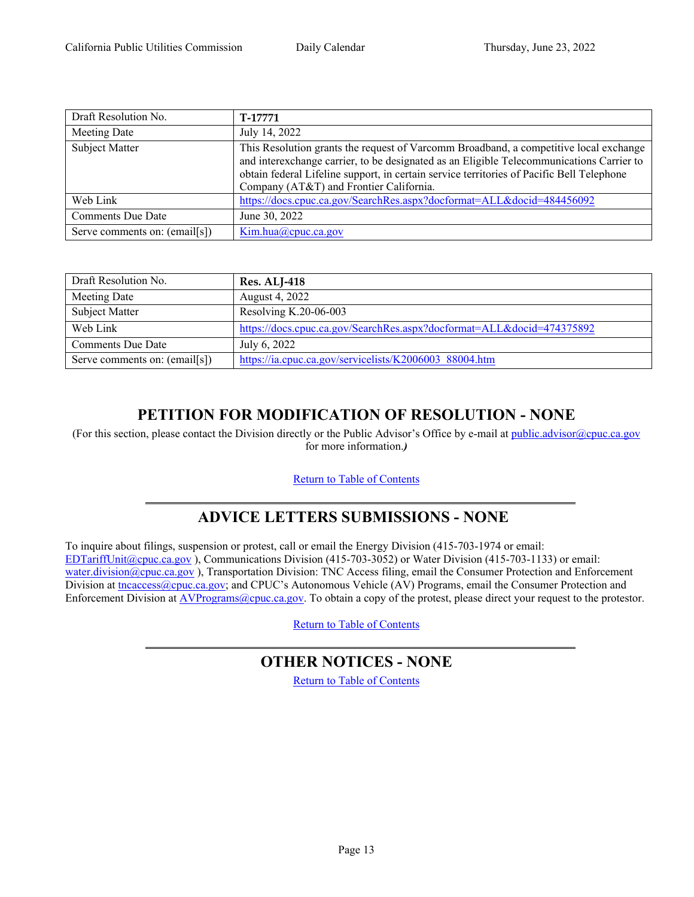| | |
|---|---|
| Draft Resolution No. | **T-17771** |
| Meeting Date | July 14, 2022 |
| Subject Matter | This Resolution grants the request of Varcomm Broadband, a competitive local exchange and interexchange carrier, to be designated as an Eligible Telecommunications Carrier to obtain federal Lifeline support, in certain service territories of Pacific Bell Telephone Company (AT&T) and Frontier California. |
| Web Link | https://docs.cpuc.ca.gov/SearchRes.aspx?docformat=ALL&docid=484456092 |
| Comments Due Date | June 30, 2022 |
| Serve comments on: (email[s]) | Kim.hua@cpuc.ca.gov |

| | |
|---|---|
| Draft Resolution No. | **Res. ALJ-418** |
| Meeting Date | August 4, 2022 |
| Subject Matter | Resolving K.20-06-003 |
| Web Link | https://docs.cpuc.ca.gov/SearchRes.aspx?docformat=ALL&docid=474375892 |
| Comments Due Date | July 6, 2022 |
| Serve comments on: (email[s]) | https://ia.cpuc.ca.gov/servicelists/K2006003_88004.htm |

## PETITION FOR MODIFICATION OF RESOLUTION - NONE

(For this section, please contact the Division directly or the Public Advisor's Office by e-mail at public.advisor@cpuc.ca.gov for more information.*)*

Return to Table of Contents

---

## ADVICE LETTERS SUBMISSIONS - NONE

To inquire about filings, suspension or protest, call or email the Energy Division (415-703-1974 or email: EDTariffUnit@cpuc.ca.gov ), Communications Division (415-703-3052) or Water Division (415-703-1133) or email: water.division@cpuc.ca.gov ), Transportation Division: TNC Access filing, email the Consumer Protection and Enforcement Division at tncaccess@cpuc.ca.gov; and CPUC's Autonomous Vehicle (AV) Programs, email the Consumer Protection and Enforcement Division at AVPrograms@cpuc.ca.gov. To obtain a copy of the protest, please direct your request to the protestor.

Return to Table of Contents

---

## OTHER NOTICES - NONE

Return to Table of Contents